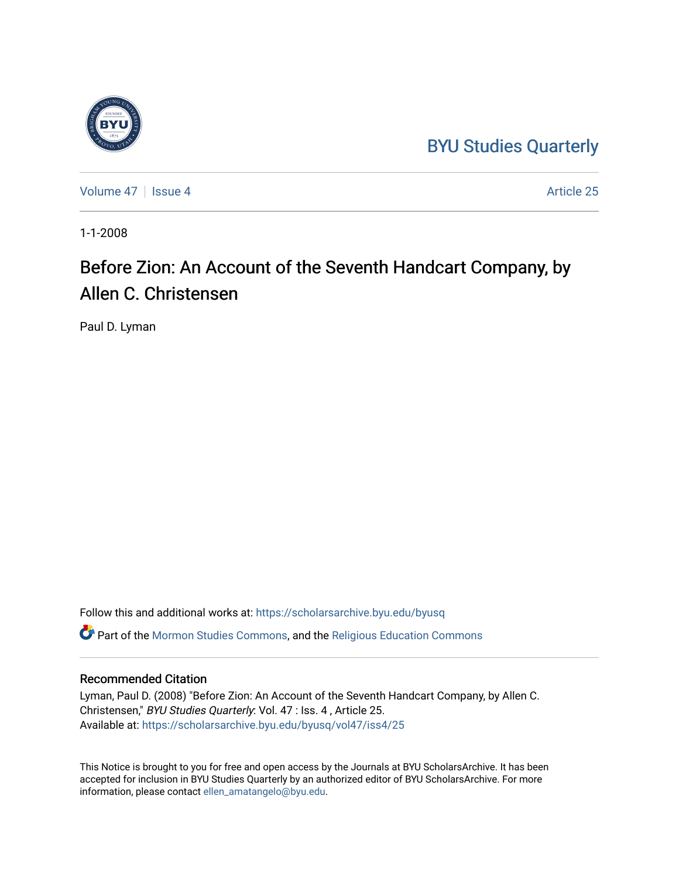BYU Studies Quarterly

Volume 47 | Issue 4 | Article 25

1-1-2008

# Before Zion: An Account of the Seventh Handcart Company, by Allen C. Christensen

Paul D. Lyman

Follow this and additional works at: https://scholarsarchive.byu.edu/byusq

Part of the Mormon Studies Commons, and the Religious Education Commons

## Recommended Citation

Lyman, Paul D. (2008) "Before Zion: An Account of the Seventh Handcart Company, by Allen C. Christensen," *BYU Studies Quarterly*: Vol. 47 : Iss. 4 , Article 25.
Available at: https://scholarsarchive.byu.edu/byusq/vol47/iss4/25

This Notice is brought to you for free and open access by the Journals at BYU ScholarsArchive. It has been accepted for inclusion in BYU Studies Quarterly by an authorized editor of BYU ScholarsArchive. For more information, please contact ellen_amatangelo@byu.edu.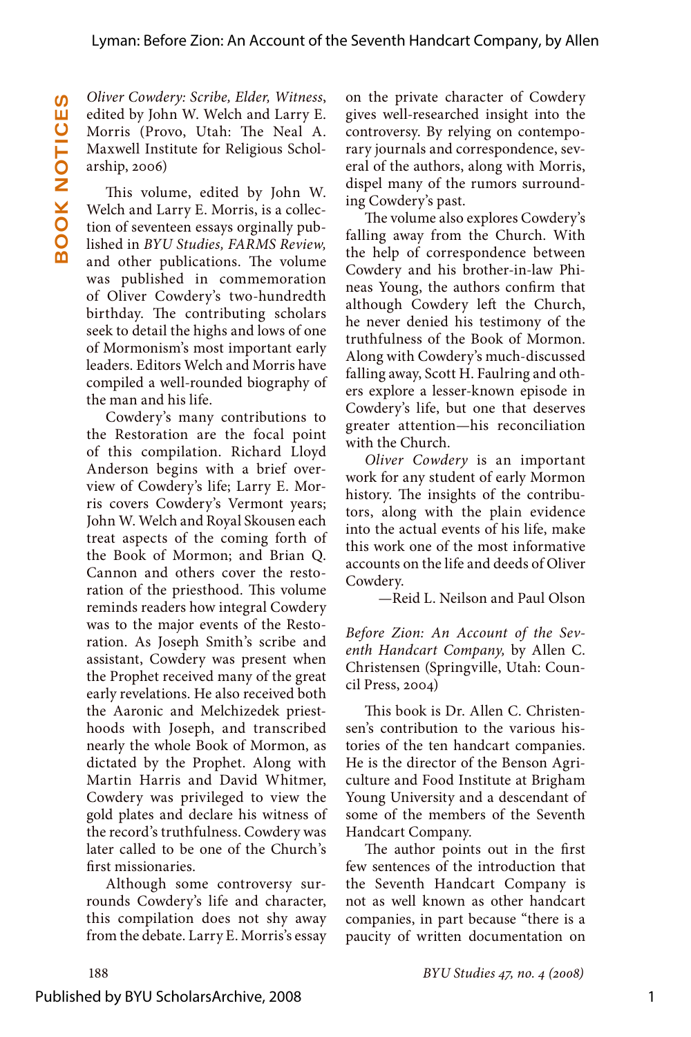*Oliver Cowdery: Scribe, Elder, Witness*, edited by John W. Welch and Larry E. Morris (Provo, Utah: The Neal A. Maxwell Institute for Religious Scholarship, 2006)

This volume, edited by John W. Welch and Larry E. Morris, is a collection of seventeen essays orginally published in *BYU Studies, FARMS Review,* and other publications. The volume was published in commemoration of Oliver Cowdery's two-hundredth birthday. The contributing scholars seek to detail the highs and lows of one of Mormonism's most important early leaders. Editors Welch and Morris have compiled a well-rounded biography of the man and his life.

Cowdery's many contributions to the Restoration are the focal point of this compilation. Richard Lloyd Anderson begins with a brief overview of Cowdery's life; Larry E. Morris covers Cowdery's Vermont years; John W. Welch and Royal Skousen each treat aspects of the coming forth of the Book of Mormon; and Brian Q. Cannon and others cover the restoration of the priesthood. This volume reminds readers how integral Cowdery was to the major events of the Restoration. As Joseph Smith's scribe and assistant, Cowdery was present when the Prophet received many of the great early revelations. He also received both the Aaronic and Melchizedek priesthoods with Joseph, and transcribed nearly the whole Book of Mormon, as dictated by the Prophet. Along with Martin Harris and David Whitmer, Cowdery was privileged to view the gold plates and declare his witness of the record's truthfulness. Cowdery was later called to be one of the Church's first missionaries.

Although some controversy surrounds Cowdery's life and character, this compilation does not shy away from the debate. Larry E. Morris's essay on the private character of Cowdery gives well-researched insight into the controversy. By relying on contemporary journals and correspondence, several of the authors, along with Morris, dispel many of the rumors surrounding Cowdery's past.

The volume also explores Cowdery's falling away from the Church. With the help of correspondence between Cowdery and his brother-in-law Phineas Young, the authors confirm that although Cowdery left the Church, he never denied his testimony of the truthfulness of the Book of Mormon. Along with Cowdery's much-discussed falling away, Scott H. Faulring and others explore a lesser-known episode in Cowdery's life, but one that deserves greater attention—his reconciliation with the Church.

*Oliver Cowdery* is an important work for any student of early Mormon history. The insights of the contributors, along with the plain evidence into the actual events of his life, make this work one of the most informative accounts on the life and deeds of Oliver Cowdery.

—Reid L. Neilson and Paul Olson

*Before Zion: An Account of the Seventh Handcart Company,* by Allen C. Christensen (Springville, Utah: Council Press, 2004)

This book is Dr. Allen C. Christensen's contribution to the various histories of the ten handcart companies. He is the director of the Benson Agriculture and Food Institute at Brigham Young University and a descendant of some of the members of the Seventh Handcart Company.

The author points out in the first few sentences of the introduction that the Seventh Handcart Company is not as well known as other handcart companies, in part because "there is a paucity of written documentation on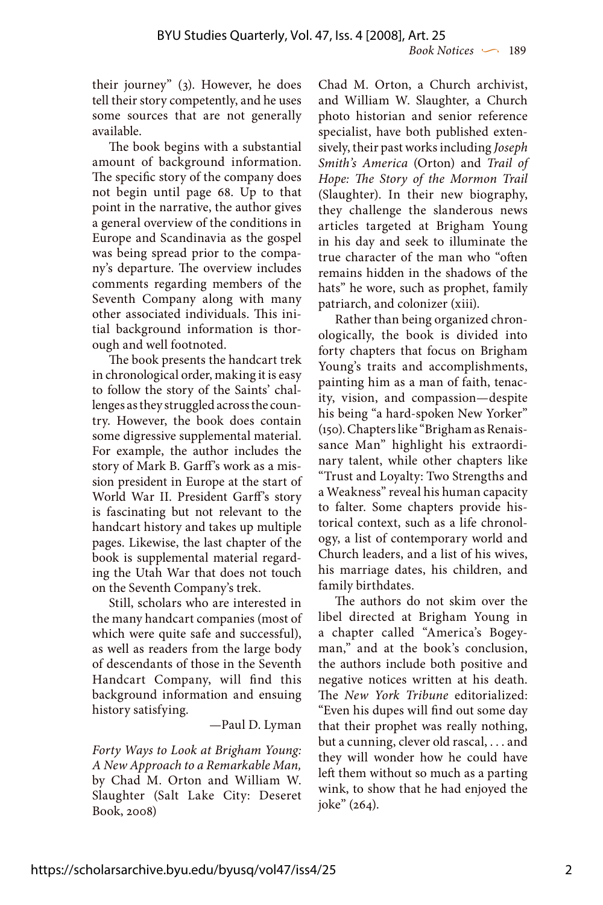their journey" (3). However, he does tell their story competently, and he uses some sources that are not generally available.

The book begins with a substantial amount of background information. The specific story of the company does not begin until page 68. Up to that point in the narrative, the author gives a general overview of the conditions in Europe and Scandinavia as the gospel was being spread prior to the company's departure. The overview includes comments regarding members of the Seventh Company along with many other associated individuals. This initial background information is thorough and well footnoted.

The book presents the handcart trek in chronological order, making it is easy to follow the story of the Saints' challenges as they struggled across the country. However, the book does contain some digressive supplemental material. For example, the author includes the story of Mark B. Garff's work as a mission president in Europe at the start of World War II. President Garff's story is fascinating but not relevant to the handcart history and takes up multiple pages. Likewise, the last chapter of the book is supplemental material regarding the Utah War that does not touch on the Seventh Company's trek.

Still, scholars who are interested in the many handcart companies (most of which were quite safe and successful), as well as readers from the large body of descendants of those in the Seventh Handcart Company, will find this background information and ensuing history satisfying.

—Paul D. Lyman

*Forty Ways to Look at Brigham Young: A New Approach to a Remarkable Man,* by Chad M. Orton and William W. Slaughter (Salt Lake City: Deseret Book, 2008)

Chad M. Orton, a Church archivist, and William W. Slaughter, a Church photo historian and senior reference specialist, have both published extensively, their past works including *Joseph Smith's America* (Orton) and *Trail of Hope: The Story of the Mormon Trail* (Slaughter). In their new biography, they challenge the slanderous news articles targeted at Brigham Young in his day and seek to illuminate the true character of the man who "often remains hidden in the shadows of the hats" he wore, such as prophet, family patriarch, and colonizer (xiii).

Rather than being organized chronologically, the book is divided into forty chapters that focus on Brigham Young's traits and accomplishments, painting him as a man of faith, tenacity, vision, and compassion—despite his being "a hard-spoken New Yorker" (150). Chapters like "Brigham as Renaissance Man" highlight his extraordinary talent, while other chapters like "Trust and Loyalty: Two Strengths and a Weakness" reveal his human capacity to falter. Some chapters provide historical context, such as a life chronology, a list of contemporary world and Church leaders, and a list of his wives, his marriage dates, his children, and family birthdates.

The authors do not skim over the libel directed at Brigham Young in a chapter called "America's Bogeyman," and at the book's conclusion, the authors include both positive and negative notices written at his death. The *New York Tribune* editorialized: "Even his dupes will find out some day that their prophet was really nothing, but a cunning, clever old rascal, . . . and they will wonder how he could have left them without so much as a parting wink, to show that he had enjoyed the joke" (264).